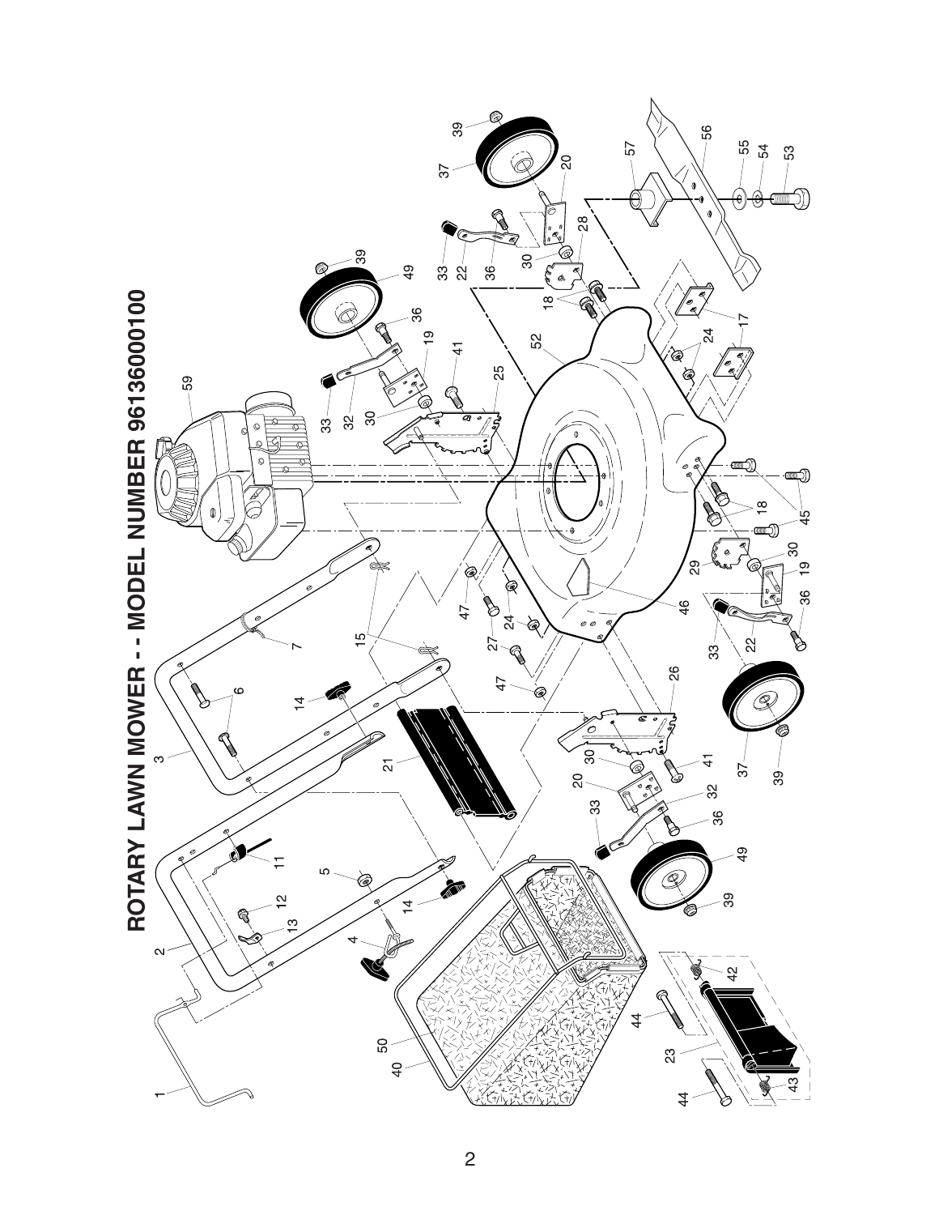# ROTARY LAWN MOWER - - MODEL NUMBER 96136000100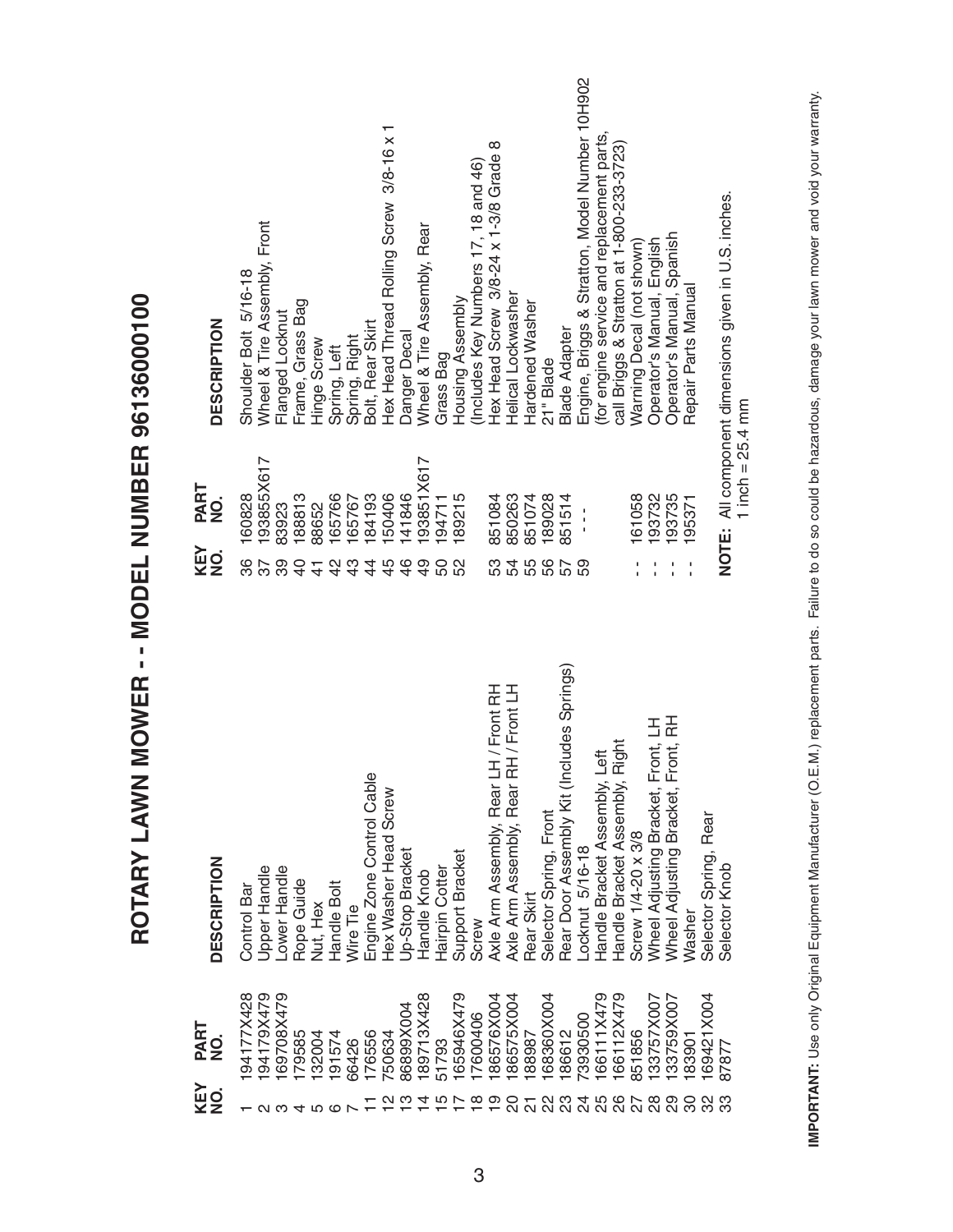# ROTARY LAWN MOWER - - MODEL NUMBER 96136000100

| KEY NO. | PART NO. | DESCRIPTION |
|---|---|---|
| 1 | 194177X428 | Control Bar |
| 2 | 194179X479 | Upper Handle |
| 3 | 169708X479 | Lower Handle |
| 4 | 179585 | Rope Guide |
| 5 | 132004 | Nut, Hex |
| 6 | 191574 | Handle Bolt |
| 7 | 66426 | Wire Tie |
| 11 | 176556 | Engine Zone Control Cable |
| 12 | 750634 | Hex Washer Head Screw |
| 13 | 86899X004 | Up-Stop Bracket |
| 14 | 189713X428 | Handle Knob |
| 15 | 51793 | Hairpin Cotter |
| 17 | 165946X479 | Support Bracket |
| 18 | 17600406 | Screw |
| 19 | 186576X004 | Axle Arm Assembly, Rear LH / Front RH |
| 20 | 186575X004 | Axle Arm Assembly, Rear RH / Front LH |
| 21 | 188987 | Rear Skirt |
| 22 | 168360X004 | Selector Spring, Front |
| 23 | 186612 | Rear Door Assembly Kit (Includes Springs) |
| 24 | 73930500 | Locknut 5/16-18 |
| 25 | 166111X479 | Handle Bracket Assembly, Left |
| 26 | 166112X479 | Handle Bracket Assembly, Right |
| 27 | 851856 | Screw 1/4-20 x 3/8 |
| 28 | 133757X007 | Wheel Adjusting Bracket, Front, LH |
| 29 | 133759X007 | Wheel Adjusting Bracket, Front, RH |
| 30 | 183901 | Washer |
| 32 | 169421X004 | Selector Spring, Rear |
| 33 | 87877 | Selector Knob |
| 36 | 160828 | Shoulder Bolt 5/16-18 |
| 37 | 193855X617 | Wheel & Tire Assembly, Front |
| 39 | 83923 | Flanged Locknut |
| 40 | 188813 | Frame, Grass Bag |
| 41 | 88652 | Hinge Screw |
| 42 | 165766 | Spring, Left |
| 43 | 165767 | Spring, Right |
| 44 | 184193 | Bolt, Rear Skirt |
| 45 | 150406 | Hex Head Thread Rolling Screw 3/8-16 x 1 |
| 46 | 141846 | Danger Decal |
| 49 | 193851X617 | Wheel & Tire Assembly, Rear |
| 50 | 194711 | Grass Bag |
| 52 | 189215 | Housing Assembly (Includes Key Numbers 17, 18 and 46) |
| 53 | 851084 | Hex Head Screw 3/8-24 x 1-3/8 Grade 8 |
| 54 | 850263 | Helical Lockwasher |
| 55 | 851074 | Hardened Washer |
| 56 | 189028 | 21" Blade |
| 57 | 851514 | Blade Adapter |
| 59 | - - - | Engine, Briggs & Stratton, Model Number 10H902 (for engine service and replacement parts, call Briggs & Stratton at 1-800-233-3723) |
| - - | 161058 | Warning Decal (not shown) |
| - - | 193732 | Operator's Manual, English |
| - - | 193735 | Operator's Manual, Spanish |
| - - | 195371 | Repair Parts Manual |

**NOTE:** All component dimensions given in U.S. inches.
1 inch = 25.4 mm

**IMPORTANT:** Use only Original Equipment Manufacturer (O.E.M.) replacement parts. Failure to do so could be hazardous, damage your lawn mower and void your warranty.